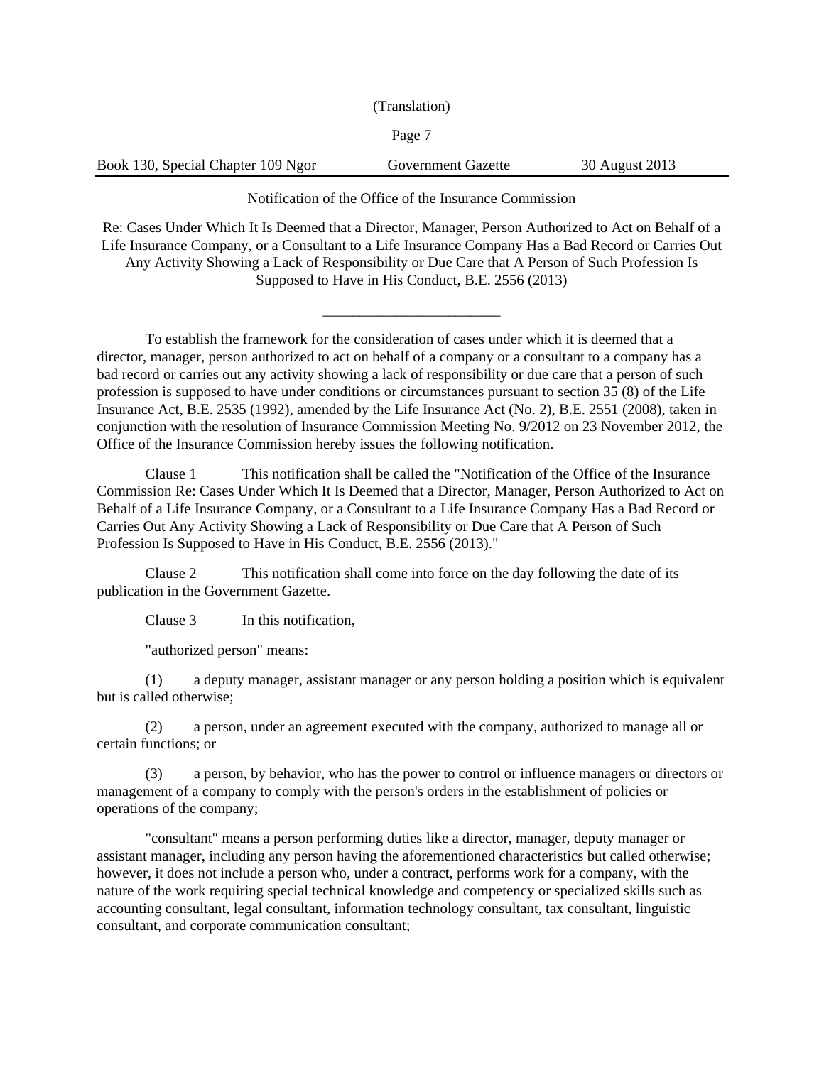(Translation)

Book 130, Special Chapter 109 Ngor | Government Gazette | 30 August 2013

Notification of the Office of the Insurance Commission

Re: Cases Under Which It Is Deemed that a Director, Manager, Person Authorized to Act on Behalf of a Life Insurance Company, or a Consultant to a Life Insurance Company Has a Bad Record or Carries Out Any Activity Showing a Lack of Responsibility or Due Care that A Person of Such Profession Is Supposed to Have in His Conduct, B.E. 2556 (2013)

---

To establish the framework for the consideration of cases under which it is deemed that a director, manager, person authorized to act on behalf of a company or a consultant to a company has a bad record or carries out any activity showing a lack of responsibility or due care that a person of such profession is supposed to have under conditions or circumstances pursuant to section 35 (8) of the Life Insurance Act, B.E. 2535 (1992), amended by the Life Insurance Act (No. 2), B.E. 2551 (2008), taken in conjunction with the resolution of Insurance Commission Meeting No. 9/2012 on 23 November 2012, the Office of the Insurance Commission hereby issues the following notification.

Clause 1 This notification shall be called the "Notification of the Office of the Insurance Commission Re: Cases Under Which It Is Deemed that a Director, Manager, Person Authorized to Act on Behalf of a Life Insurance Company, or a Consultant to a Life Insurance Company Has a Bad Record or Carries Out Any Activity Showing a Lack of Responsibility or Due Care that A Person of Such Profession Is Supposed to Have in His Conduct, B.E. 2556 (2013)."

Clause 2 This notification shall come into force on the day following the date of its publication in the Government Gazette.

Clause 3 In this notification,

"authorized person" means:

(1) a deputy manager, assistant manager or any person holding a position which is equivalent but is called otherwise;

(2) a person, under an agreement executed with the company, authorized to manage all or certain functions; or

(3) a person, by behavior, who has the power to control or influence managers or directors or management of a company to comply with the person's orders in the establishment of policies or operations of the company;

"consultant" means a person performing duties like a director, manager, deputy manager or assistant manager, including any person having the aforementioned characteristics but called otherwise; however, it does not include a person who, under a contract, performs work for a company, with the nature of the work requiring special technical knowledge and competency or specialized skills such as accounting consultant, legal consultant, information technology consultant, tax consultant, linguistic consultant, and corporate communication consultant;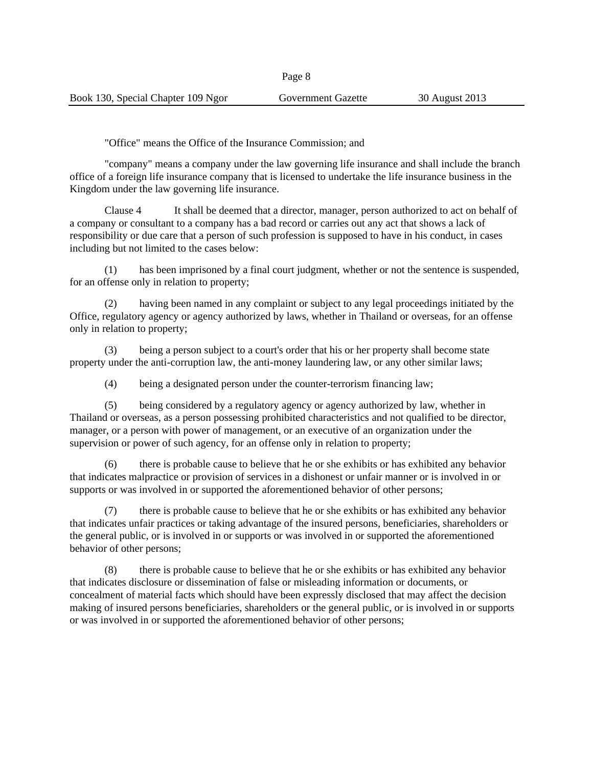"Office" means the Office of the Insurance Commission; and

"company" means a company under the law governing life insurance and shall include the branch office of a foreign life insurance company that is licensed to undertake the life insurance business in the Kingdom under the law governing life insurance.

Clause 4 It shall be deemed that a director, manager, person authorized to act on behalf of a company or consultant to a company has a bad record or carries out any act that shows a lack of responsibility or due care that a person of such profession is supposed to have in his conduct, in cases including but not limited to the cases below:

(1) has been imprisoned by a final court judgment, whether or not the sentence is suspended, for an offense only in relation to property;

(2) having been named in any complaint or subject to any legal proceedings initiated by the Office, regulatory agency or agency authorized by laws, whether in Thailand or overseas, for an offense only in relation to property;

(3) being a person subject to a court's order that his or her property shall become state property under the anti-corruption law, the anti-money laundering law, or any other similar laws;

(4) being a designated person under the counter-terrorism financing law;

(5) being considered by a regulatory agency or agency authorized by law, whether in Thailand or overseas, as a person possessing prohibited characteristics and not qualified to be director, manager, or a person with power of management, or an executive of an organization under the supervision or power of such agency, for an offense only in relation to property;

(6) there is probable cause to believe that he or she exhibits or has exhibited any behavior that indicates malpractice or provision of services in a dishonest or unfair manner or is involved in or supports or was involved in or supported the aforementioned behavior of other persons;

(7) there is probable cause to believe that he or she exhibits or has exhibited any behavior that indicates unfair practices or taking advantage of the insured persons, beneficiaries, shareholders or the general public, or is involved in or supports or was involved in or supported the aforementioned behavior of other persons;

(8) there is probable cause to believe that he or she exhibits or has exhibited any behavior that indicates disclosure or dissemination of false or misleading information or documents, or concealment of material facts which should have been expressly disclosed that may affect the decision making of insured persons beneficiaries, shareholders or the general public, or is involved in or supports or was involved in or supported the aforementioned behavior of other persons;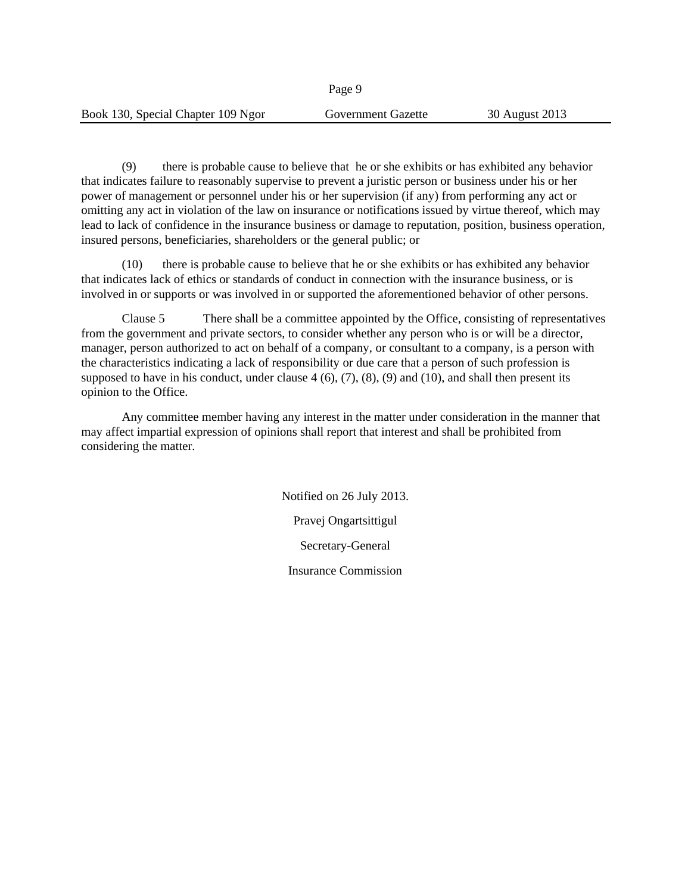(9) there is probable cause to believe that he or she exhibits or has exhibited any behavior that indicates failure to reasonably supervise to prevent a juristic person or business under his or her power of management or personnel under his or her supervision (if any) from performing any act or omitting any act in violation of the law on insurance or notifications issued by virtue thereof, which may lead to lack of confidence in the insurance business or damage to reputation, position, business operation, insured persons, beneficiaries, shareholders or the general public; or

(10) there is probable cause to believe that he or she exhibits or has exhibited any behavior that indicates lack of ethics or standards of conduct in connection with the insurance business, or is involved in or supports or was involved in or supported the aforementioned behavior of other persons.

Clause 5 There shall be a committee appointed by the Office, consisting of representatives from the government and private sectors, to consider whether any person who is or will be a director, manager, person authorized to act on behalf of a company, or consultant to a company, is a person with the characteristics indicating a lack of responsibility or due care that a person of such profession is supposed to have in his conduct, under clause 4 (6), (7), (8), (9) and (10), and shall then present its opinion to the Office.

Any committee member having any interest in the matter under consideration in the manner that may affect impartial expression of opinions shall report that interest and shall be prohibited from considering the matter.

Notified on 26 July 2013.

Pravej Ongartsittigul

Secretary-General

Insurance Commission